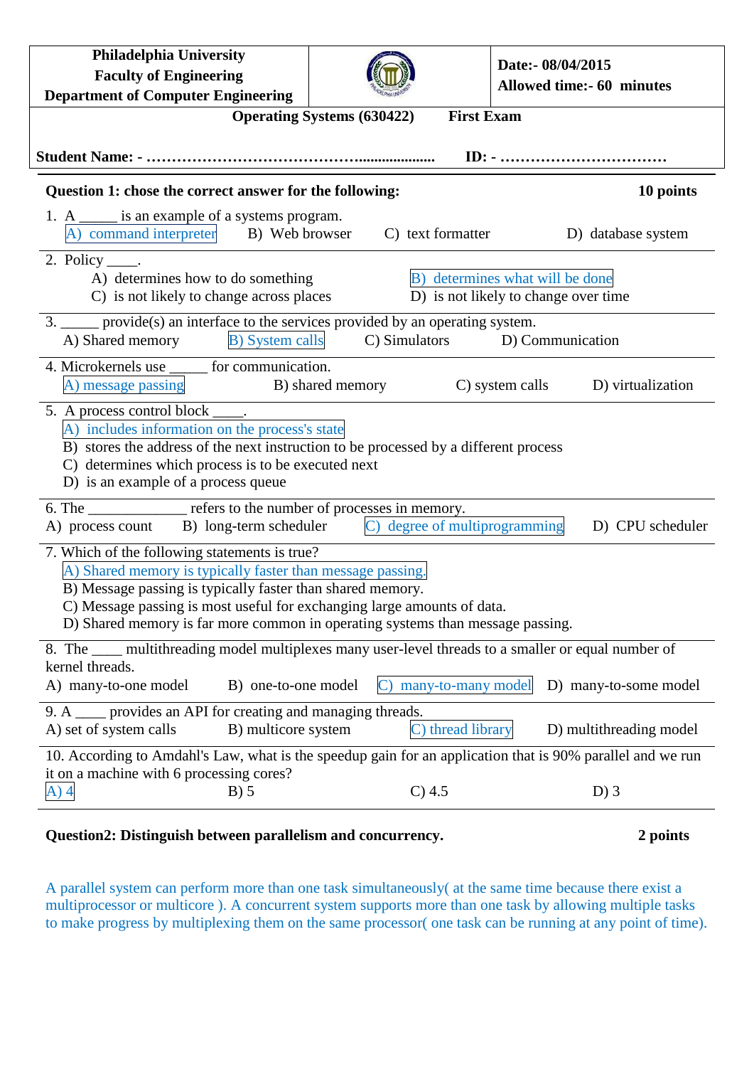| Philadelphia University<br>Faculty of Engineering<br>Department of Computer Engineering | | Date:- 08/04/2015<br>Allowed time:- 60 minutes |
|---|---|---|

**Operating Systems (630422)** **First Exam**

**Student Name: - ……………………………………..................** **ID: - ……………………………**

**Question 1: chose the correct answer for the following:** **10 points**

1. A _____ is an example of a systems program.
   A) command interpreter  B) Web browser  C) text formatter  D) database system

2. Policy ____.
   A) determines how to do something
   B) determines what will be done
   C) is not likely to change across places
   D) is not likely to change over time

3. _____ provide(s) an interface to the services provided by an operating system.
   A) Shared memory  B) System calls  C) Simulators  D) Communication

4. Microkernels use _____ for communication.
   A) message passing  B) shared memory  C) system calls  D) virtualization

5. A process control block ____.
   A) includes information on the process's state
   B) stores the address of the next instruction to be processed by a different process
   C) determines which process is to be executed next
   D) is an example of a process queue

6. The _____________ refers to the number of processes in memory.
   A) process count  B) long-term scheduler  C) degree of multiprogramming  D) CPU scheduler

7. Which of the following statements is true?
   A) Shared memory is typically faster than message passing.
   B) Message passing is typically faster than shared memory.
   C) Message passing is most useful for exchanging large amounts of data.
   D) Shared memory is far more common in operating systems than message passing.

8. The ____ multithreading model multiplexes many user-level threads to a smaller or equal number of kernel threads.
   A) many-to-one model  B) one-to-one model  C) many-to-many model  D) many-to-some model

9. A ____ provides an API for creating and managing threads.
   A) set of system calls  B) multicore system  C) thread library  D) multithreading model

10. According to Amdahl's Law, what is the speedup gain for an application that is 90% parallel and we run it on a machine with 6 processing cores?
    A) 4  B) 5  C) 4.5  D) 3

**Question2: Distinguish between parallelism and concurrency.** **2 points**

A parallel system can perform more than one task simultaneously( at the same time because there exist a multiprocessor or multicore ). A concurrent system supports more than one task by allowing multiple tasks to make progress by multiplexing them on the same processor( one task can be running at any point of time).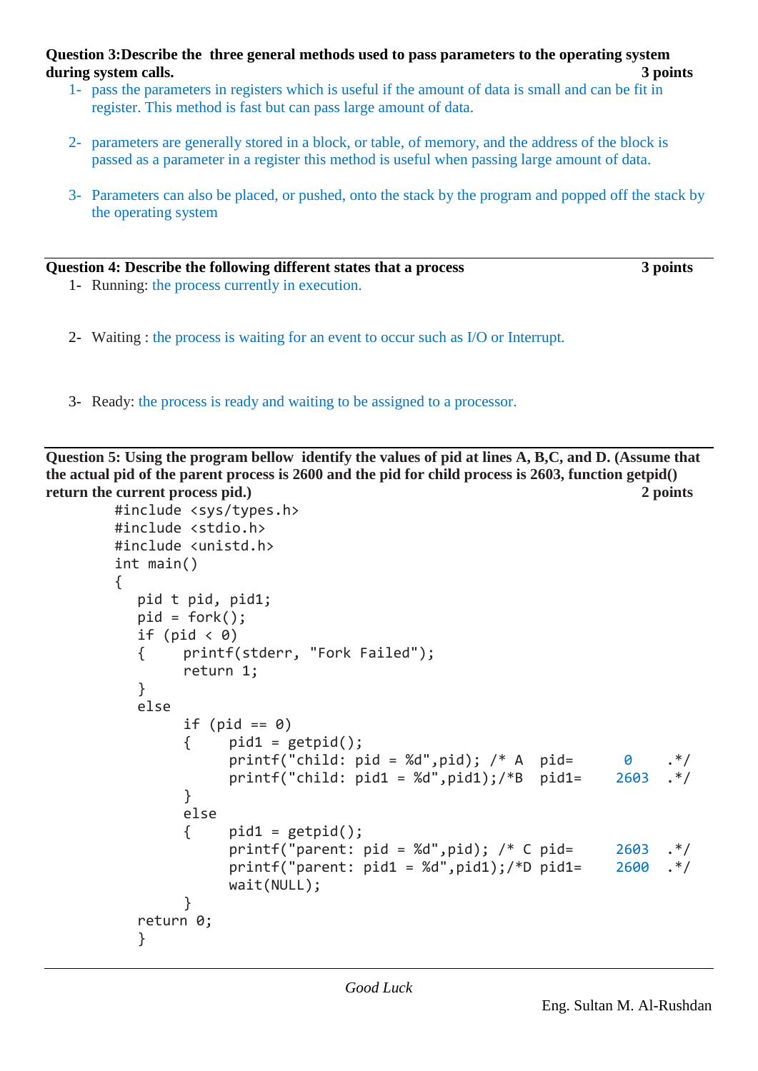**Question 3:Describe the three general methods used to pass parameters to the operating system during system calls.** **3 points**

1- pass the parameters in registers which is useful if the amount of data is small and can be fit in register. This method is fast but can pass large amount of data.

2- parameters are generally stored in a block, or table, of memory, and the address of the block is passed as a parameter in a register this method is useful when passing large amount of data.

3- Parameters can also be placed, or pushed, onto the stack by the program and popped off the stack by the operating system

---

**Question 4: Describe the following different states that a process** **3 points**

1- Running: the process currently in execution.

2- Waiting : the process is waiting for an event to occur such as I/O or Interrupt.

3- Ready: the process is ready and waiting to be assigned to a processor.

---

**Question 5: Using the program bellow identify the values of pid at lines A, B,C, and D. (Assume that the actual pid of the parent process is 2600 and the pid for child process is 2603, function getpid() return the current process pid.)** **2 points**

```
#include <sys/types.h>
#include <stdio.h>
#include <unistd.h>
int main()
{
   pid t pid, pid1;
   pid = fork();
   if (pid < 0)
   {    printf(stderr, "Fork Failed");
        return 1;
   }
   else
        if (pid == 0)
        {    pid1 = getpid();
             printf("child: pid = %d",pid); /* A  pid=      0    .*/
             printf("child: pid1 = %d",pid1);/*B  pid1=    2603  .*/
        }
        else
        {    pid1 = getpid();
             printf("parent: pid = %d",pid); /* C pid=     2603  .*/
             printf("parent: pid1 = %d",pid1);/*D pid1=    2600  .*/
             wait(NULL);
        }
   return 0;
   }
```

---

*Good Luck*

Eng. Sultan M. Al-Rushdan